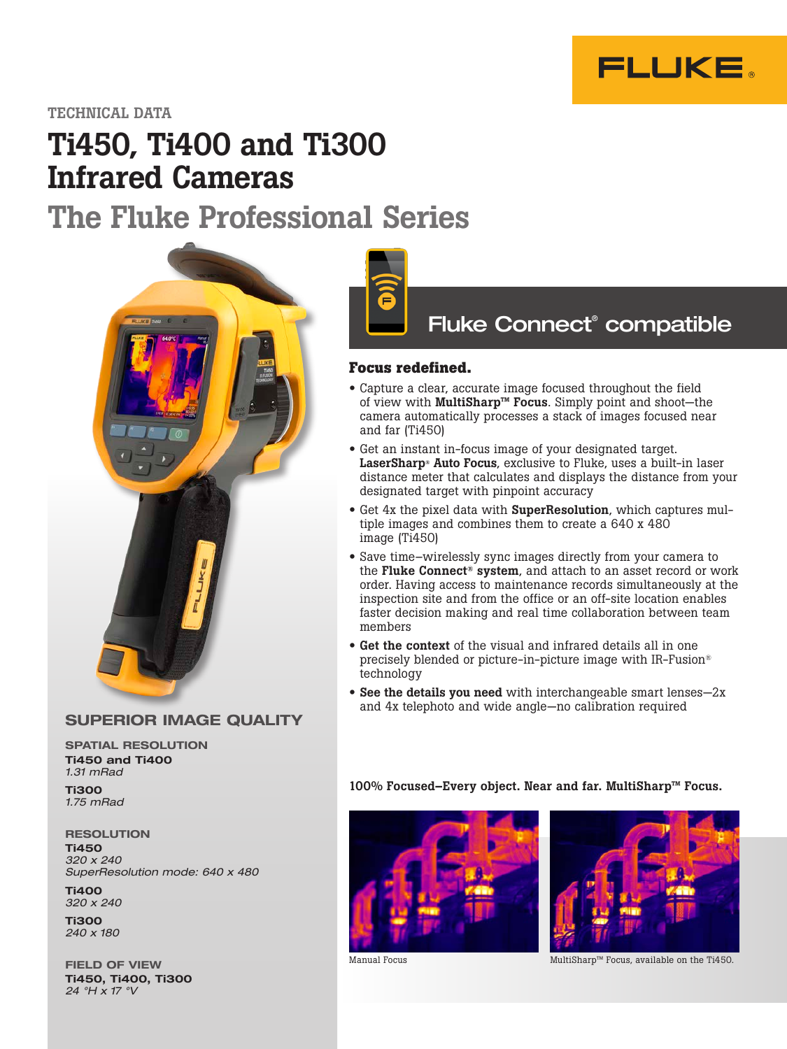TECHNICAL DATA

# Ti450, Ti400 and Ti300 Infrared Cameras

## The Fluke Professional Series

Fluke Connect® compatible

### Focus redefined.

- Capture a clear, accurate image focused throughout the field of view with **MultiSharp™ Focus**. Simply point and shoot—the camera automatically processes a stack of images focused near and far (Ti450)
- Get an instant in-focus image of your designated target. **LaserSharp® Auto Focus**, exclusive to Fluke, uses a built-in laser distance meter that calculates and displays the distance from your designated target with pinpoint accuracy
- Get 4x the pixel data with **SuperResolution**, which captures multiple images and combines them to create a 640 x 480 image (Ti450)
- Save time–wirelessly sync images directly from your camera to the **Fluke Connect® system**, and attach to an asset record or work order. Having access to maintenance records simultaneously at the inspection site and from the office or an off-site location enables faster decision making and real time collaboration between team members
- **Get the context** of the visual and infrared details all in one precisely blended or picture-in-picture image with IR-Fusion® technology
- **See the details you need** with interchangeable smart lenses—2x and 4x telephoto and wide angle—no calibration required

**100% Focused–Every object. Near and far. MultiSharp™ Focus.**

Manual Focus

MultiSharp™ Focus, available on the Ti450.

### SUPERIOR IMAGE QUALITY

**SPATIAL RESOLUTION**

**Ti450 and Ti400**
*1.31 mRad*

**Ti300**
*1.75 mRad*

**RESOLUTION**

**Ti450**
*320 x 240*
*SuperResolution mode: 640 x 480*

**Ti400**
*320 x 240*

**Ti300**
*240 x 180*

**FIELD OF VIEW**

**Ti450, Ti400, Ti300**
*24 °H x 17 °V*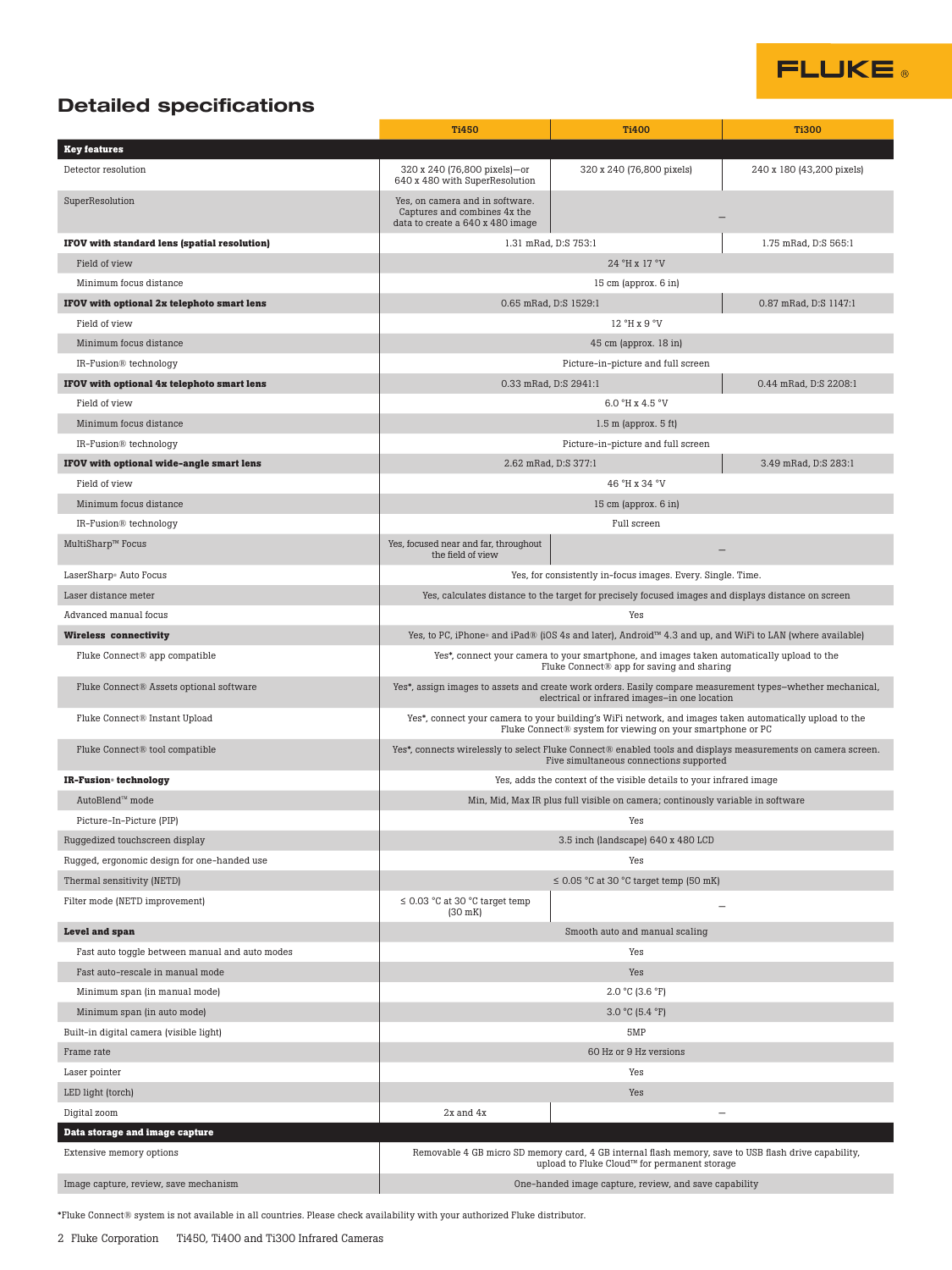## Detailed specifications

| | Ti450 | Ti400 | Ti300 |
|---|---|---|---|
| **Key features** | | | |
| Detector resolution | 320 x 240 (76,800 pixels)—or 640 x 480 with SuperResolution | 320 x 240 (76,800 pixels) | 240 x 180 (43,200 pixels) |
| SuperResolution | Yes, on camera and in software. Captures and combines 4x the data to create a 640 x 480 image | — | |
| **IFOV with standard lens (spatial resolution)** | 1.31 mRad, D:S 753:1 | | 1.75 mRad, D:S 565:1 |
| Field of view | 24 °H x 17 °V | | |
| Minimum focus distance | 15 cm (approx. 6 in) | | |
| **IFOV with optional 2x telephoto smart lens** | 0.65 mRad, D:S 1529:1 | | 0.87 mRad, D:S 1147:1 |
| Field of view | 12 °H x 9 °V | | |
| Minimum focus distance | 45 cm (approx. 18 in) | | |
| IR-Fusion® technology | Picture-in-picture and full screen | | |
| **IFOV with optional 4x telephoto smart lens** | 0.33 mRad, D:S 2941:1 | | 0.44 mRad, D:S 2208:1 |
| Field of view | 6.0 °H x 4.5 °V | | |
| Minimum focus distance | 1.5 m (approx. 5 ft) | | |
| IR-Fusion® technology | Picture-in-picture and full screen | | |
| **IFOV with optional wide-angle smart lens** | 2.62 mRad, D:S 377:1 | | 3.49 mRad, D:S 283:1 |
| Field of view | 46 °H x 34 °V | | |
| Minimum focus distance | 15 cm (approx. 6 in) | | |
| IR-Fusion® technology | Full screen | | |
| MultiSharp™ Focus | Yes, focused near and far, throughout the field of view | — | |
| LaserSharp® Auto Focus | Yes, for consistently in-focus images. Every. Single. Time. | | |
| Laser distance meter | Yes, calculates distance to the target for precisely focused images and displays distance on screen | | |
| Advanced manual focus | Yes | | |
| **Wireless connectivity** | Yes, to PC, iPhone® and iPad® (iOS 4s and later), Android™ 4.3 and up, and WiFi to LAN (where available) | | |
| Fluke Connect® app compatible | Yes*, connect your camera to your smartphone, and images taken automatically upload to the Fluke Connect® app for saving and sharing | | |
| Fluke Connect® Assets optional software | Yes*, assign images to assets and create work orders. Easily compare measurement types–whether mechanical, electrical or infrared images–in one location | | |
| Fluke Connect® Instant Upload | Yes*, connect your camera to your building's WiFi network, and images taken automatically upload to the Fluke Connect® system for viewing on your smartphone or PC | | |
| Fluke Connect® tool compatible | Yes*, connects wirelessly to select Fluke Connect® enabled tools and displays measurements on camera screen. Five simultaneous connections supported | | |
| **IR-Fusion® technology** | Yes, adds the context of the visible details to your infrared image | | |
| AutoBlend™ mode | Min, Mid, Max IR plus full visible on camera; continously variable in software | | |
| Picture-In-Picture (PIP) | Yes | | |
| Ruggedized touchscreen display | 3.5 inch (landscape) 640 x 480 LCD | | |
| Rugged, ergonomic design for one-handed use | Yes | | |
| Thermal sensitivity (NETD) | ≤ 0.05 °C at 30 °C target temp (50 mK) | | |
| Filter mode (NETD improvement) | ≤ 0.03 °C at 30 °C target temp (30 mK) | — | |
| **Level and span** | Smooth auto and manual scaling | | |
| Fast auto toggle between manual and auto modes | Yes | | |
| Fast auto-rescale in manual mode | Yes | | |
| Minimum span (in manual mode) | 2.0 °C (3.6 °F) | | |
| Minimum span (in auto mode) | 3.0 °C (5.4 °F) | | |
| Built-in digital camera (visible light) | 5MP | | |
| Frame rate | 60 Hz or 9 Hz versions | | |
| Laser pointer | Yes | | |
| LED light (torch) | Yes | | |
| Digital zoom | 2x and 4x | — | |
| **Data storage and image capture** | | | |
| Extensive memory options | Removable 4 GB micro SD memory card, 4 GB internal flash memory, save to USB flash drive capability, upload to Fluke Cloud™ for permanent storage | | |
| Image capture, review, save mechanism | One-handed image capture, review, and save capability | | |

*Fluke Connect® system is not available in all countries. Please check availability with your authorized Fluke distributor.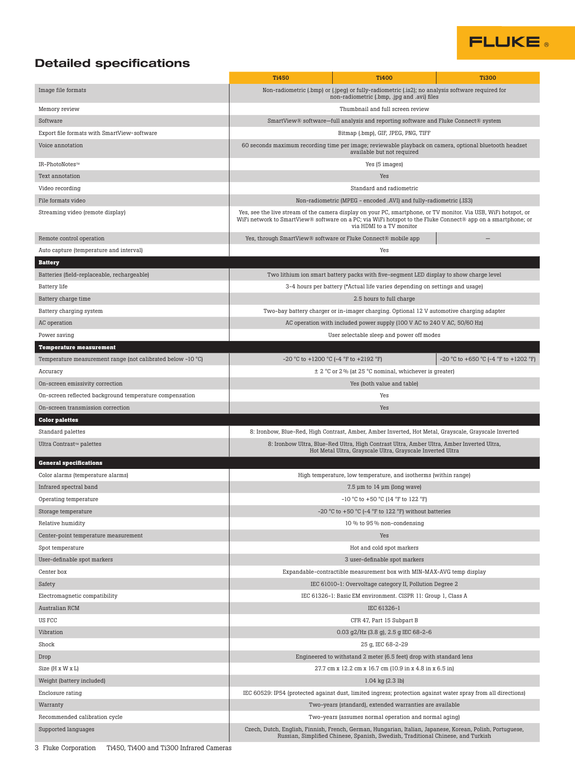## Detailed specifications

| | Ti450 | Ti400 | Ti300 |
|---|---|---|---|
| Image file formats | Non-radiometric (.bmp) or (.jpeg) or fully-radiometric (.is2); no analysis software required for non-radiometric (.bmp, .jpg and .avi) files | | |
| Memory review | Thumbnail and full screen review | | |
| Software | SmartView® software—full analysis and reporting software and Fluke Connect® system | | |
| Export file formats with SmartView® software | Bitmap (.bmp), GIF, JPEG, PNG, TIFF | | |
| Voice annotation | 60 seconds maximum recording time per image; reviewable playback on camera, optional bluetooth headset available but not required | | |
| IR-PhotoNotes™ | Yes (5 images) | | |
| Text annotation | Yes | | |
| Video recording | Standard and radiometric | | |
| File formats video | Non-radiometric (MPEG - encoded .AVI) and fully-radiometric (.IS3) | | |
| Streaming video (remote display) | Yes, see the live stream of the camera display on your PC, smartphone, or TV monitor. Via USB, WiFi hotspot, or WiFi network to SmartView® software on a PC; via WiFi hotspot to the Fluke Connect® app on a smartphone; or via HDMI to a TV monitor | | |
| Remote control operation | Yes, through SmartView® software or Fluke Connect® mobile app | | — |
| Auto capture (temperature and interval) | Yes | | |
| **Battery** | | | |
| Batteries (field-replaceable, rechargeable) | Two lithium ion smart battery packs with five-segment LED display to show charge level | | |
| Battery life | 3-4 hours per battery (*Actual life varies depending on settings and usage) | | |
| Battery charge time | 2.5 hours to full charge | | |
| Battery charging system | Two-bay battery charger or in-imager charging. Optional 12 V automotive charging adapter | | |
| AC operation | AC operation with included power supply (100 V AC to 240 V AC, 50/60 Hz) | | |
| Power saving | User selectable sleep and power off modes | | |
| **Temperature measurement** | | | |
| Temperature measurement range (not calibrated below -10 °C) | -20 °C to +1200 °C (-4 °F to +2192 °F) | | -20 °C to +650 °C (-4 °F to +1202 °F) |
| Accuracy | ± 2 °C or 2 % (at 25 °C nominal, whichever is greater) | | |
| On-screen emissivity correction | Yes (both value and table) | | |
| On-screen reflected background temperature compensation | Yes | | |
| On-screen transmission correction | Yes | | |
| **Color palettes** | | | |
| Standard palettes | 8: Ironbow, Blue-Red, High Contrast, Amber, Amber Inverted, Hot Metal, Grayscale, Grayscale Inverted | | |
| Ultra Contrast™ palettes | 8: Ironbow Ultra, Blue-Red Ultra, High Contrast Ultra, Amber Ultra, Amber Inverted Ultra, Hot Metal Ultra, Grayscale Ultra, Grayscale Inverted Ultra | | |
| **General specifications** | | | |
| Color alarms (temperature alarms) | High temperature, low temperature, and isotherms (within range) | | |
| Infrared spectral band | 7.5 μm to 14 μm (long wave) | | |
| Operating temperature | -10 °C to +50 °C (14 °F to 122 °F) | | |
| Storage temperature | -20 °C to +50 °C (-4 °F to 122 °F) without batteries | | |
| Relative humidity | 10 % to 95 % non-condensing | | |
| Center-point temperature measurement | Yes | | |
| Spot temperature | Hot and cold spot markers | | |
| User-definable spot markers | 3 user-definable spot markers | | |
| Center box | Expandable-contractible measurement box with MIN-MAX-AVG temp display | | |
| Safety | IEC 61010-1: Overvoltage category II, Pollution Degree 2 | | |
| Electromagnetic compatibility | IEC 61326-1: Basic EM environment. CISPR 11: Group 1, Class A | | |
| Australian RCM | IEC 61326-1 | | |
| US FCC | CFR 47, Part 15 Subpart B | | |
| Vibration | 0.03 g2/Hz (3.8 g), 2.5 g IEC 68-2-6 | | |
| Shock | 25 g, IEC 68-2-29 | | |
| Drop | Engineered to withstand 2 meter (6.5 feet) drop with standard lens | | |
| Size (H x W x L) | 27.7 cm x 12.2 cm x 16.7 cm (10.9 in x 4.8 in x 6.5 in) | | |
| Weight (battery included) | 1.04 kg (2.3 lb) | | |
| Enclosure rating | IEC 60529: IP54 (protected against dust, limited ingress; protection against water spray from all directions) | | |
| Warranty | Two-years (standard), extended warranties are available | | |
| Recommended calibration cycle | Two-years (assumes normal operation and normal aging) | | |
| Supported languages | Czech, Dutch, English, Finnish, French, German, Hungarian, Italian, Japanese, Korean, Polish, Portuguese, Russian, Simplified Chinese, Spanish, Swedish, Traditional Chinese, and Turkish | | |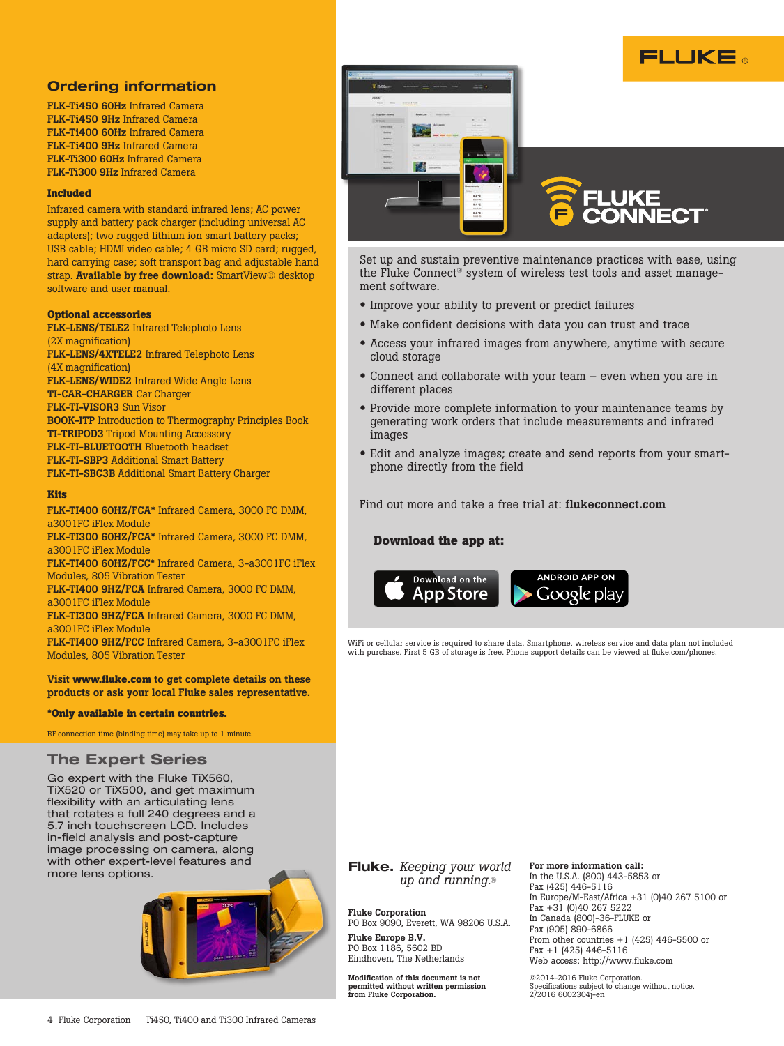## Ordering information

**FLK-Ti450 60Hz** Infrared Camera
**FLK-Ti450 9Hz** Infrared Camera
**FLK-Ti400 60Hz** Infrared Camera
**FLK-Ti400 9Hz** Infrared Camera
**FLK-Ti300 60Hz** Infrared Camera
**FLK-Ti300 9Hz** Infrared Camera

### Included

Infrared camera with standard infrared lens; AC power supply and battery pack charger (including universal AC adapters); two rugged lithium ion smart battery packs; USB cable; HDMI video cable; 4 GB micro SD card; rugged, hard carrying case; soft transport bag and adjustable hand strap. **Available by free download:** SmartView® desktop software and user manual.

### Optional accessories

**FLK-LENS/TELE2** Infrared Telephoto Lens (2X magnification)
**FLK-LENS/4XTELE2** Infrared Telephoto Lens (4X magnification)
**FLK-LENS/WIDE2** Infrared Wide Angle Lens
**TI-CAR-CHARGER** Car Charger
**FLK-TI-VISOR3** Sun Visor
**BOOK-ITP** Introduction to Thermography Principles Book
**TI-TRIPOD3** Tripod Mounting Accessory
**FLK-TI-BLUETOOTH** Bluetooth headset
**FLK-TI-SBP3** Additional Smart Battery
**FLK-TI-SBC3B** Additional Smart Battery Charger

### Kits

**FLK-TI400 60HZ/FCA*** Infrared Camera, 3000 FC DMM, a3001FC iFlex Module
**FLK-TI300 60HZ/FCA*** Infrared Camera, 3000 FC DMM, a3001FC iFlex Module
**FLK-TI400 60HZ/FCC*** Infrared Camera, 3-a3001FC iFlex Modules, 805 Vibration Tester
**FLK-TI400 9HZ/FCA** Infrared Camera, 3000 FC DMM, a3001FC iFlex Module
**FLK-TI300 9HZ/FCA** Infrared Camera, 3000 FC DMM, a3001FC iFlex Module
**FLK-TI400 9HZ/FCC** Infrared Camera, 3-a3001FC iFlex Modules, 805 Vibration Tester

**Visit www.fluke.com to get complete details on these products or ask your local Fluke sales representative.**

***Only available in certain countries.**

RF connection time (binding time) may take up to 1 minute.

## The Expert Series

Go expert with the Fluke TiX560, TiX520 or TiX500, and get maximum flexibility with an articulating lens that rotates a full 240 degrees and a 5.7 inch touchscreen LCD. Includes in-field analysis and post-capture image processing on camera, along with other expert-level features and more lens options.

## FLUKE CONNECT®

Set up and sustain preventive maintenance practices with ease, using the Fluke Connect® system of wireless test tools and asset management software.

- Improve your ability to prevent or predict failures
- Make confident decisions with data you can trust and trace
- Access your infrared images from anywhere, anytime with secure cloud storage
- Connect and collaborate with your team – even when you are in different places
- Provide more complete information to your maintenance teams by generating work orders that include measurements and infrared images
- Edit and analyze images; create and send reports from your smartphone directly from the field

Find out more and take a free trial at: **flukeconnect.com**

**Download the app at:**

Download on the App Store
ANDROID APP ON Google play

WiFi or cellular service is required to share data. Smartphone, wireless service and data plan not included with purchase. First 5 GB of storage is free. Phone support details can be viewed at fluke.com/phones.

**Fluke.** *Keeping your world up and running.®*

**Fluke Corporation**
PO Box 9090, Everett, WA 98206 U.S.A.

**Fluke Europe B.V.**
PO Box 1186, 5602 BD
Eindhoven, The Netherlands

**For more information call:**
In the U.S.A. (800) 443-5853 or
Fax (425) 446-5116
In Europe/M-East/Africa +31 (0)40 267 5100 or
Fax +31 (0)40 267 5222
In Canada (800)-36-FLUKE or
Fax (905) 890-6866
From other countries +1 (425) 446-5500 or
Fax +1 (425) 446-5116
Web access: http://www.fluke.com

©2014-2016 Fluke Corporation.
Specifications subject to change without notice.
2/2016 6002304j-en

**Modification of this document is not permitted without written permission from Fluke Corporation.**